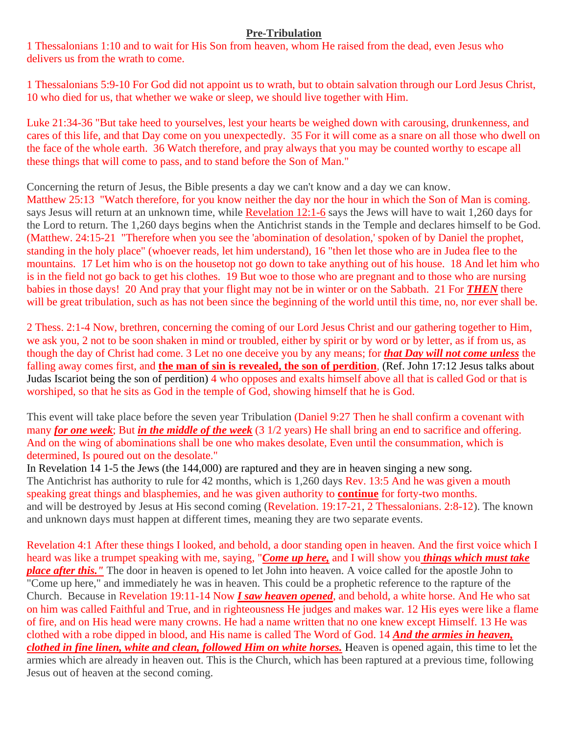# **Pre-Tribulation**

1 Thessalonians 1:10 and to wait for His Son from heaven, whom He raised from the dead, even Jesus who delivers us from the wrath to come.

1 Thessalonians 5:9-10 For God did not appoint us to wrath, but to obtain salvation through our Lord Jesus Christ, 10 who died for us, that whether we wake or sleep, we should live together with Him.

Luke 21:34-36 "But take heed to yourselves, lest your hearts be weighed down with carousing, drunkenness, and cares of this life, and that Day come on you unexpectedly. 35 For it will come as a snare on all those who dwell on the face of the whole earth. 36 Watch therefore, and pray always that you may be counted worthy to escape all these things that will come to pass, and to stand before the Son of Man."

Concerning the return of Jesus, the Bible presents a day we can't know and a day we can know.
Matthew 25:13 "Watch therefore, for you know neither the day nor the hour in which the Son of Man is coming. says Jesus will return at an unknown time, while Revelation 12:1-6 says the Jews will have to wait 1,260 days for the Lord to return. The 1,260 days begins when the Antichrist stands in the Temple and declares himself to be God. (Matthew. 24:15-21 "Therefore when you see the 'abomination of desolation,' spoken of by Daniel the prophet, standing in the holy place" (whoever reads, let him understand), 16 "then let those who are in Judea flee to the mountains. 17 Let him who is on the housetop not go down to take anything out of his house. 18 And let him who is in the field not go back to get his clothes. 19 But woe to those who are pregnant and to those who are nursing babies in those days! 20 And pray that your flight may not be in winter or on the Sabbath. 21 For ***THEN*** there will be great tribulation, such as has not been since the beginning of the world until this time, no, nor ever shall be.

2 Thess. 2:1-4 Now, brethren, concerning the coming of our Lord Jesus Christ and our gathering together to Him, we ask you, 2 not to be soon shaken in mind or troubled, either by spirit or by word or by letter, as if from us, as though the day of Christ had come. 3 Let no one deceive you by any means; for ***that Day will not come unless*** the falling away comes first, and **the man of sin is revealed, the son of perdition**, (Ref. John 17:12 Jesus talks about Judas Iscariot being the son of perdition) 4 who opposes and exalts himself above all that is called God or that is worshiped, so that he sits as God in the temple of God, showing himself that he is God.

This event will take place before the seven year Tribulation (Daniel 9:27 Then he shall confirm a covenant with many ***for one week***; But ***in the middle of the week*** (3 1/2 years) He shall bring an end to sacrifice and offering. And on the wing of abominations shall be one who makes desolate, Even until the consummation, which is determined, Is poured out on the desolate."
In Revelation 14 1-5 the Jews (the 144,000) are raptured and they are in heaven singing a new song.
The Antichrist has authority to rule for 42 months, which is 1,260 days Rev. 13:5 And he was given a mouth speaking great things and blasphemies, and he was given authority to **continue** for forty-two months.
and will be destroyed by Jesus at His second coming (Revelation. 19:17-21, 2 Thessalonians. 2:8-12). The known and unknown days must happen at different times, meaning they are two separate events.

Revelation 4:1 After these things I looked, and behold, a door standing open in heaven. And the first voice which I heard was like a trumpet speaking with me, saying, "***Come up here,*** and I will show you ***things which must take place after this."*** The door in heaven is opened to let John into heaven. A voice called for the apostle John to "Come up here," and immediately he was in heaven. This could be a prophetic reference to the rapture of the Church. Because in Revelation 19:11-14 Now ***I saw heaven opened***, and behold, a white horse. And He who sat on him was called Faithful and True, and in righteousness He judges and makes war. 12 His eyes were like a flame of fire, and on His head were many crowns. He had a name written that no one knew except Himself. 13 He was clothed with a robe dipped in blood, and His name is called The Word of God. 14 ***And the armies in heaven, clothed in fine linen, white and clean, followed Him on white horses.*** Heaven is opened again, this time to let the armies which are already in heaven out. This is the Church, which has been raptured at a previous time, following Jesus out of heaven at the second coming.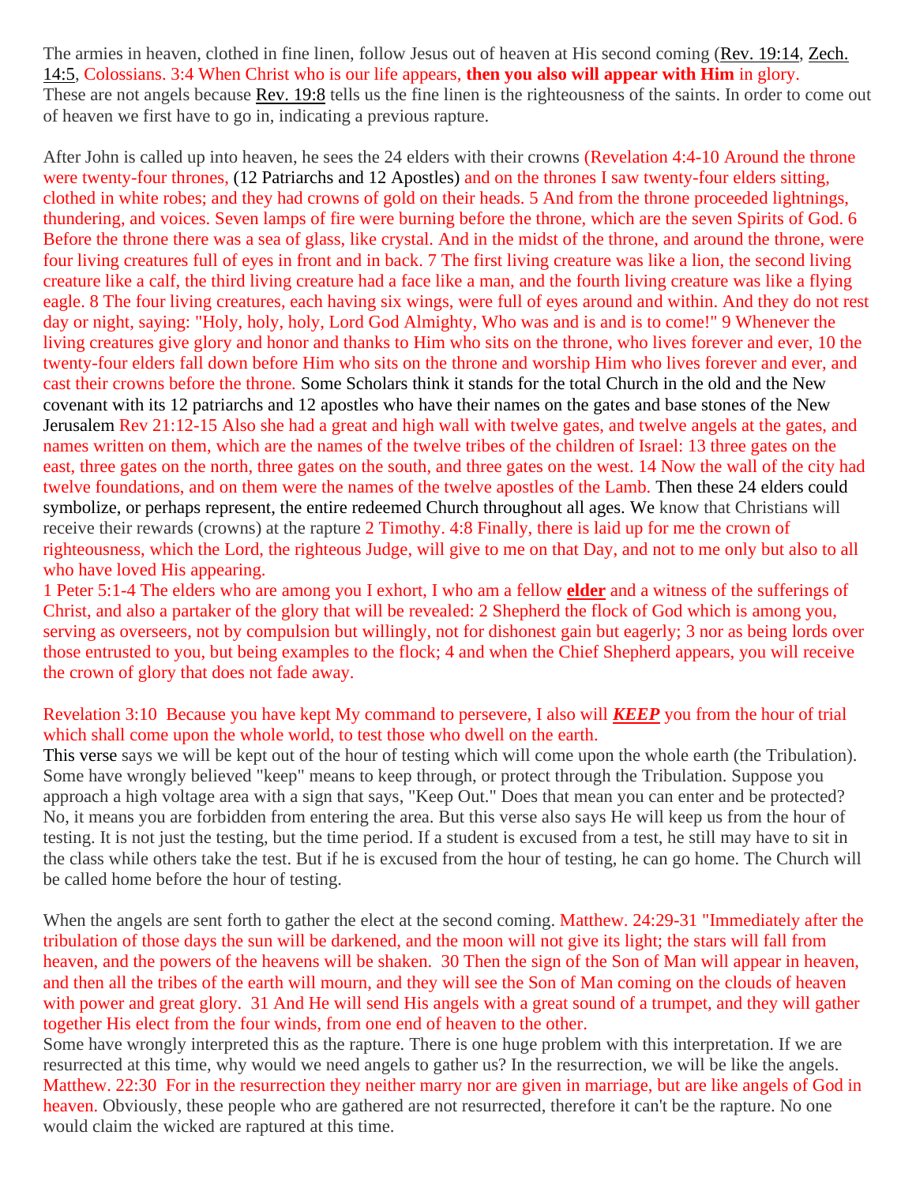The armies in heaven, clothed in fine linen, follow Jesus out of heaven at His second coming (Rev. 19:14, Zech. 14:5, Colossians. 3:4 When Christ who is our life appears, **then you also will appear with Him** in glory.
These are not angels because Rev. 19:8 tells us the fine linen is the righteousness of the saints. In order to come out of heaven we first have to go in, indicating a previous rapture.

After John is called up into heaven, he sees the 24 elders with their crowns (Revelation 4:4-10 Around the throne were twenty-four thrones, (12 Patriarchs and 12 Apostles) and on the thrones I saw twenty-four elders sitting, clothed in white robes; and they had crowns of gold on their heads. 5 And from the throne proceeded lightnings, thundering, and voices. Seven lamps of fire were burning before the throne, which are the seven Spirits of God. 6 Before the throne there was a sea of glass, like crystal. And in the midst of the throne, and around the throne, were four living creatures full of eyes in front and in back. 7 The first living creature was like a lion, the second living creature like a calf, the third living creature had a face like a man, and the fourth living creature was like a flying eagle. 8 The four living creatures, each having six wings, were full of eyes around and within. And they do not rest day or night, saying: "Holy, holy, holy, Lord God Almighty, Who was and is and is to come!" 9 Whenever the living creatures give glory and honor and thanks to Him who sits on the throne, who lives forever and ever, 10 the twenty-four elders fall down before Him who sits on the throne and worship Him who lives forever and ever, and cast their crowns before the throne. Some Scholars think it stands for the total Church in the old and the New covenant with its 12 patriarchs and 12 apostles who have their names on the gates and base stones of the New Jerusalem Rev 21:12-15 Also she had a great and high wall with twelve gates, and twelve angels at the gates, and names written on them, which are the names of the twelve tribes of the children of Israel: 13 three gates on the east, three gates on the north, three gates on the south, and three gates on the west. 14 Now the wall of the city had twelve foundations, and on them were the names of the twelve apostles of the Lamb. Then these 24 elders could symbolize, or perhaps represent, the entire redeemed Church throughout all ages. We know that Christians will receive their rewards (crowns) at the rapture 2 Timothy. 4:8 Finally, there is laid up for me the crown of righteousness, which the Lord, the righteous Judge, will give to me on that Day, and not to me only but also to all who have loved His appearing.
1 Peter 5:1-4 The elders who are among you I exhort, I who am a fellow **elder** and a witness of the sufferings of Christ, and also a partaker of the glory that will be revealed: 2 Shepherd the flock of God which is among you, serving as overseers, not by compulsion but willingly, not for dishonest gain but eagerly; 3 nor as being lords over those entrusted to you, but being examples to the flock; 4 and when the Chief Shepherd appears, you will receive the crown of glory that does not fade away.

Revelation 3:10 Because you have kept My command to persevere, I also will ***KEEP*** you from the hour of trial which shall come upon the whole world, to test those who dwell on the earth.
This verse says we will be kept out of the hour of testing which will come upon the whole earth (the Tribulation). Some have wrongly believed "keep" means to keep through, or protect through the Tribulation. Suppose you approach a high voltage area with a sign that says, "Keep Out." Does that mean you can enter and be protected? No, it means you are forbidden from entering the area. But this verse also says He will keep us from the hour of testing. It is not just the testing, but the time period. If a student is excused from a test, he still may have to sit in the class while others take the test. But if he is excused from the hour of testing, he can go home. The Church will be called home before the hour of testing.

When the angels are sent forth to gather the elect at the second coming. Matthew. 24:29-31 "Immediately after the tribulation of those days the sun will be darkened, and the moon will not give its light; the stars will fall from heaven, and the powers of the heavens will be shaken. 30 Then the sign of the Son of Man will appear in heaven, and then all the tribes of the earth will mourn, and they will see the Son of Man coming on the clouds of heaven with power and great glory. 31 And He will send His angels with a great sound of a trumpet, and they will gather together His elect from the four winds, from one end of heaven to the other.
Some have wrongly interpreted this as the rapture. There is one huge problem with this interpretation. If we are resurrected at this time, why would we need angels to gather us? In the resurrection, we will be like the angels. Matthew. 22:30 For in the resurrection they neither marry nor are given in marriage, but are like angels of God in heaven. Obviously, these people who are gathered are not resurrected, therefore it can't be the rapture. No one would claim the wicked are raptured at this time.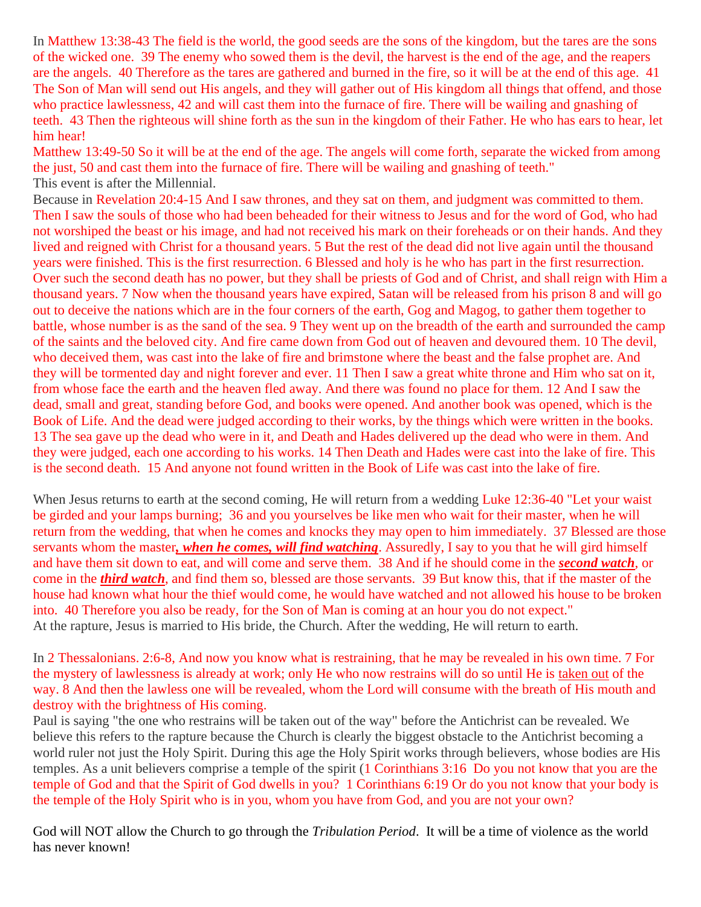In Matthew 13:38-43 The field is the world, the good seeds are the sons of the kingdom, but the tares are the sons of the wicked one. 39 The enemy who sowed them is the devil, the harvest is the end of the age, and the reapers are the angels. 40 Therefore as the tares are gathered and burned in the fire, so it will be at the end of this age. 41 The Son of Man will send out His angels, and they will gather out of His kingdom all things that offend, and those who practice lawlessness, 42 and will cast them into the furnace of fire. There will be wailing and gnashing of teeth. 43 Then the righteous will shine forth as the sun in the kingdom of their Father. He who has ears to hear, let him hear!

Matthew 13:49-50 So it will be at the end of the age. The angels will come forth, separate the wicked from among the just, 50 and cast them into the furnace of fire. There will be wailing and gnashing of teeth."

This event is after the Millennial.

Because in Revelation 20:4-15 And I saw thrones, and they sat on them, and judgment was committed to them. Then I saw the souls of those who had been beheaded for their witness to Jesus and for the word of God, who had not worshiped the beast or his image, and had not received his mark on their foreheads or on their hands. And they lived and reigned with Christ for a thousand years. 5 But the rest of the dead did not live again until the thousand years were finished. This is the first resurrection. 6 Blessed and holy is he who has part in the first resurrection. Over such the second death has no power, but they shall be priests of God and of Christ, and shall reign with Him a thousand years. 7 Now when the thousand years have expired, Satan will be released from his prison 8 and will go out to deceive the nations which are in the four corners of the earth, Gog and Magog, to gather them together to battle, whose number is as the sand of the sea. 9 They went up on the breadth of the earth and surrounded the camp of the saints and the beloved city. And fire came down from God out of heaven and devoured them. 10 The devil, who deceived them, was cast into the lake of fire and brimstone where the beast and the false prophet are. And they will be tormented day and night forever and ever. 11 Then I saw a great white throne and Him who sat on it, from whose face the earth and the heaven fled away. And there was found no place for them. 12 And I saw the dead, small and great, standing before God, and books were opened. And another book was opened, which is the Book of Life. And the dead were judged according to their works, by the things which were written in the books. 13 The sea gave up the dead who were in it, and Death and Hades delivered up the dead who were in them. And they were judged, each one according to his works. 14 Then Death and Hades were cast into the lake of fire. This is the second death. 15 And anyone not found written in the Book of Life was cast into the lake of fire.

When Jesus returns to earth at the second coming, He will return from a wedding Luke 12:36-40 "Let your waist be girded and your lamps burning; 36 and you yourselves be like men who wait for their master, when he will return from the wedding, that when he comes and knocks they may open to him immediately. 37 Blessed are those servants whom the master***, when he comes, will find watching***. Assuredly, I say to you that he will gird himself and have them sit down to eat, and will come and serve them. 38 And if he should come in the ***second watch***, or come in the ***third watch***, and find them so, blessed are those servants. 39 But know this, that if the master of the house had known what hour the thief would come, he would have watched and not allowed his house to be broken into. 40 Therefore you also be ready, for the Son of Man is coming at an hour you do not expect."

At the rapture, Jesus is married to His bride, the Church. After the wedding, He will return to earth.

In 2 Thessalonians. 2:6-8, And now you know what is restraining, that he may be revealed in his own time. 7 For the mystery of lawlessness is already at work; only He who now restrains will do so until He is taken out of the way. 8 And then the lawless one will be revealed, whom the Lord will consume with the breath of His mouth and destroy with the brightness of His coming.

Paul is saying "the one who restrains will be taken out of the way" before the Antichrist can be revealed. We believe this refers to the rapture because the Church is clearly the biggest obstacle to the Antichrist becoming a world ruler not just the Holy Spirit. During this age the Holy Spirit works through believers, whose bodies are His temples. As a unit believers comprise a temple of the spirit (1 Corinthians 3:16 Do you not know that you are the temple of God and that the Spirit of God dwells in you? 1 Corinthians 6:19 Or do you not know that your body is the temple of the Holy Spirit who is in you, whom you have from God, and you are not your own?

God will NOT allow the Church to go through the *Tribulation Period*. It will be a time of violence as the world has never known!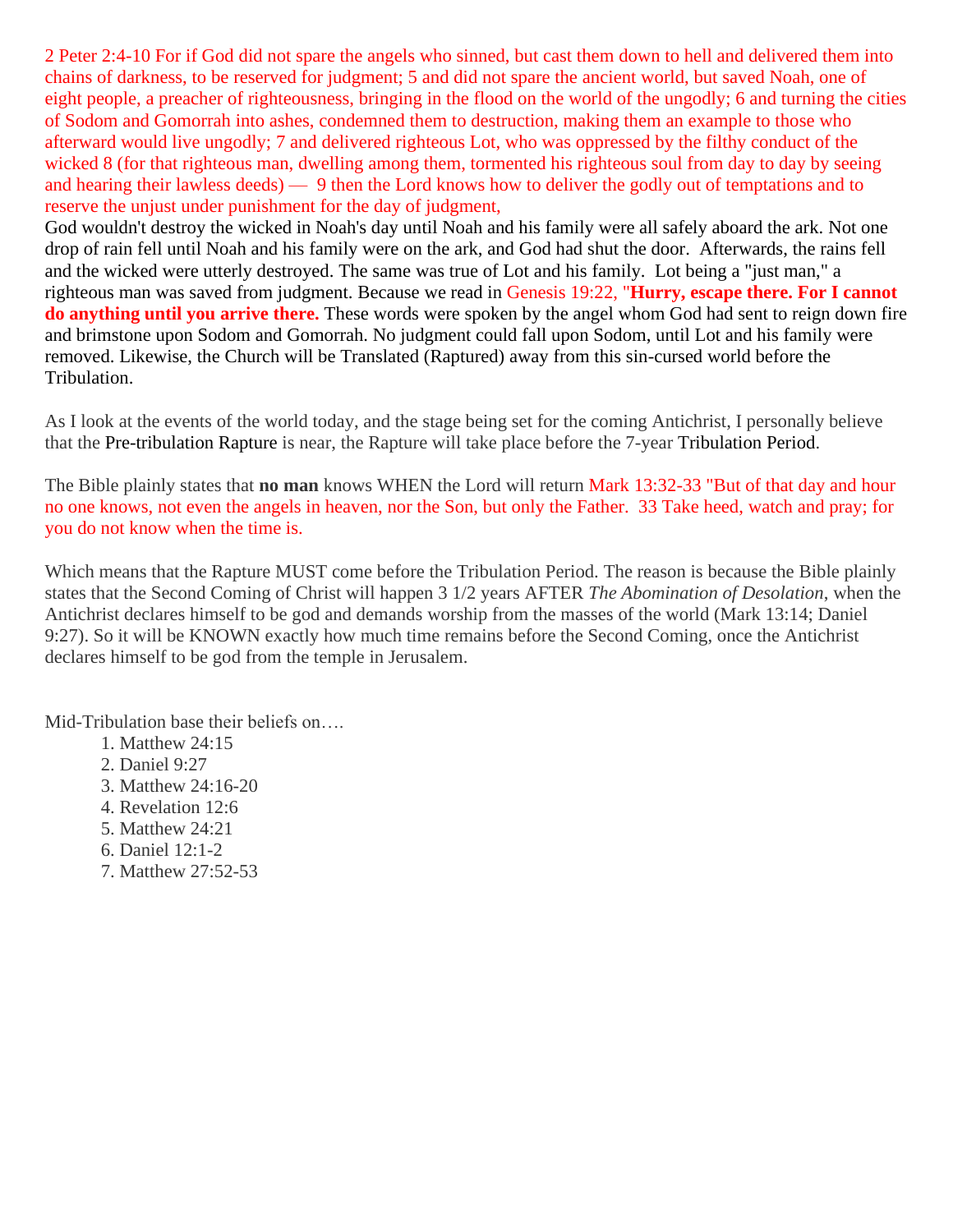2 Peter 2:4-10 For if God did not spare the angels who sinned, but cast them down to hell and delivered them into chains of darkness, to be reserved for judgment; 5 and did not spare the ancient world, but saved Noah, one of eight people, a preacher of righteousness, bringing in the flood on the world of the ungodly; 6 and turning the cities of Sodom and Gomorrah into ashes, condemned them to destruction, making them an example to those who afterward would live ungodly; 7 and delivered righteous Lot, who was oppressed by the filthy conduct of the wicked 8 (for that righteous man, dwelling among them, tormented his righteous soul from day to day by seeing and hearing their lawless deeds) — 9 then the Lord knows how to deliver the godly out of temptations and to reserve the unjust under punishment for the day of judgment,

God wouldn't destroy the wicked in Noah's day until Noah and his family were all safely aboard the ark. Not one drop of rain fell until Noah and his family were on the ark, and God had shut the door. Afterwards, the rains fell and the wicked were utterly destroyed. The same was true of Lot and his family. Lot being a "just man," a righteous man was saved from judgment. Because we read in Genesis 19:22, "**Hurry, escape there. For I cannot do anything until you arrive there.** These words were spoken by the angel whom God had sent to reign down fire and brimstone upon Sodom and Gomorrah. No judgment could fall upon Sodom, until Lot and his family were removed. Likewise, the Church will be Translated (Raptured) away from this sin-cursed world before the Tribulation.

As I look at the events of the world today, and the stage being set for the coming Antichrist, I personally believe that the Pre-tribulation Rapture is near, the Rapture will take place before the 7-year Tribulation Period.

The Bible plainly states that **no man** knows WHEN the Lord will return Mark 13:32-33 "But of that day and hour no one knows, not even the angels in heaven, nor the Son, but only the Father. 33 Take heed, watch and pray; for you do not know when the time is.

Which means that the Rapture MUST come before the Tribulation Period. The reason is because the Bible plainly states that the Second Coming of Christ will happen 3 1/2 years AFTER *The Abomination of Desolation*, when the Antichrist declares himself to be god and demands worship from the masses of the world (Mark 13:14; Daniel 9:27). So it will be KNOWN exactly how much time remains before the Second Coming, once the Antichrist declares himself to be god from the temple in Jerusalem.

Mid-Tribulation base their beliefs on….

1. Matthew 24:15
2. Daniel 9:27
3. Matthew 24:16-20
4. Revelation 12:6
5. Matthew 24:21
6. Daniel 12:1-2
7. Matthew 27:52-53